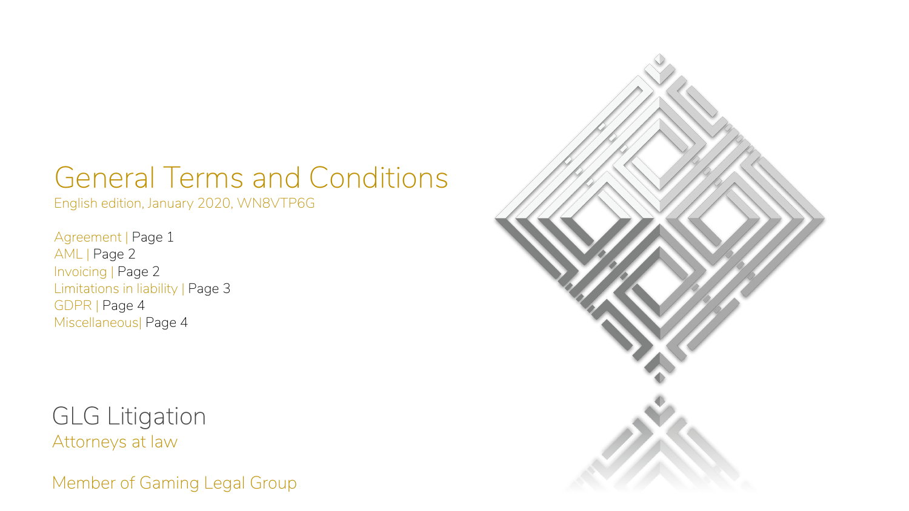# General Terms and Conditions

English edition, January 2020, WN8VTP6G

Agreement | Page 1
AML | Page 2
Invoicing | Page 2
Limitations in liability | Page 3
GDPR | Page 4
Miscellaneous| Page 4

GLG Litigation

Attorneys at law

Member of Gaming Legal Group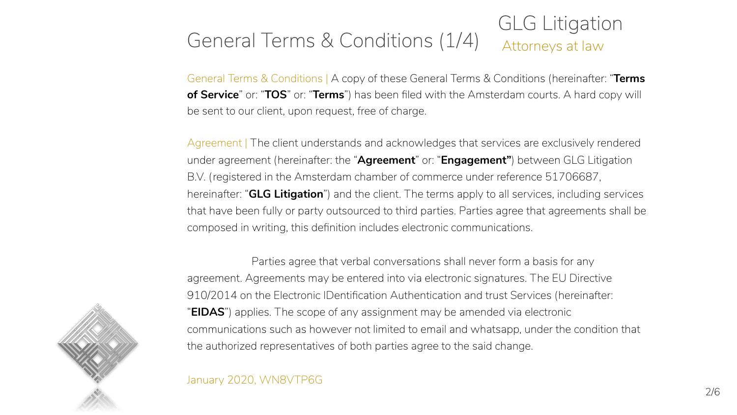# General Terms & Conditions (1/4)

GLG Litigation
Attorneys at law

General Terms & Conditions | A copy of these General Terms & Conditions (hereinafter: "**Terms of Service**" or: "**TOS**" or: "**Terms**") has been filed with the Amsterdam courts. A hard copy will be sent to our client, upon request, free of charge.

Agreement | The client understands and acknowledges that services are exclusively rendered under agreement (hereinafter: the "**Agreement**" or: "**Engagement"**) between GLG Litigation B.V. (registered in the Amsterdam chamber of commerce under reference 51706687, hereinafter: "**GLG Litigation**") and the client. The terms apply to all services, including services that have been fully or party outsourced to third parties. Parties agree that agreements shall be composed in writing, this definition includes electronic communications.

Parties agree that verbal conversations shall never form a basis for any agreement. Agreements may be entered into via electronic signatures. The EU Directive 910/2014 on the Electronic IDentification Authentication and trust Services (hereinafter: "**EIDAS**") applies. The scope of any assignment may be amended via electronic communications such as however not limited to email and whatsapp, under the condition that the authorized representatives of both parties agree to the said change.

January 2020, WN8VTP6G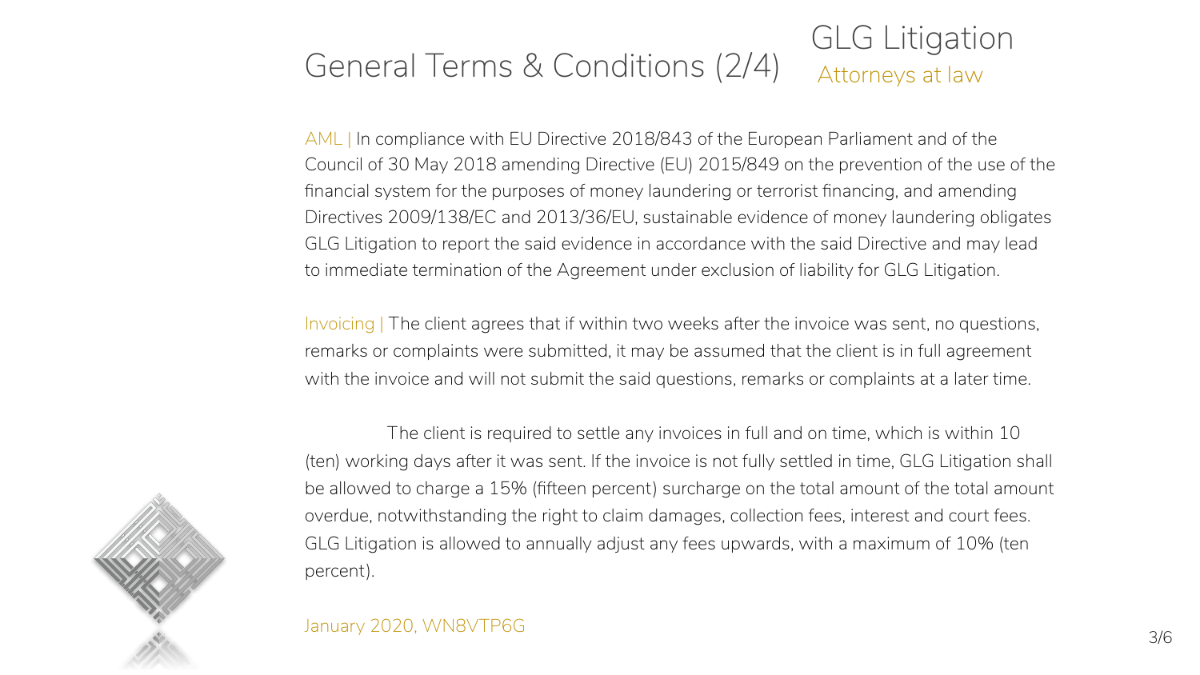# General Terms & Conditions (2/4)

GLG Litigation
Attorneys at law

AML | In compliance with EU Directive 2018/843 of the European Parliament and of the Council of 30 May 2018 amending Directive (EU) 2015/849 on the prevention of the use of the financial system for the purposes of money laundering or terrorist financing, and amending Directives 2009/138/EC and 2013/36/EU, sustainable evidence of money laundering obligates GLG Litigation to report the said evidence in accordance with the said Directive and may lead to immediate termination of the Agreement under exclusion of liability for GLG Litigation.

Invoicing | The client agrees that if within two weeks after the invoice was sent, no questions, remarks or complaints were submitted, it may be assumed that the client is in full agreement with the invoice and will not submit the said questions, remarks or complaints at a later time.

The client is required to settle any invoices in full and on time, which is within 10 (ten) working days after it was sent. If the invoice is not fully settled in time, GLG Litigation shall be allowed to charge a 15% (fifteen percent) surcharge on the total amount of the total amount overdue, notwithstanding the right to claim damages, collection fees, interest and court fees. GLG Litigation is allowed to annually adjust any fees upwards, with a maximum of 10% (ten percent).

January 2020, WN8VTP6G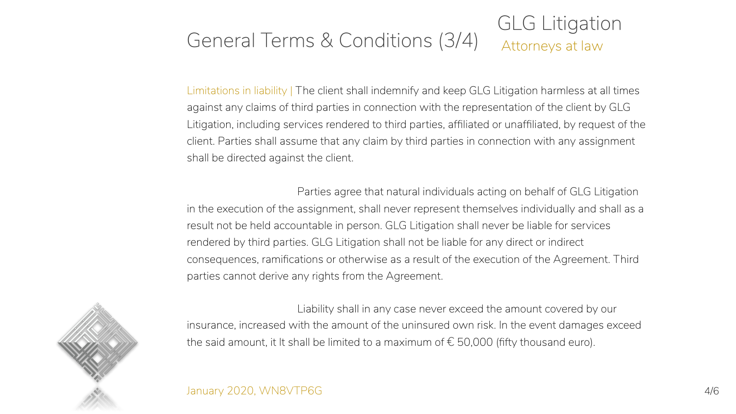# General Terms & Conditions (3/4)

GLG Litigation
Attorneys at law

Limitations in liability | The client shall indemnify and keep GLG Litigation harmless at all times against any claims of third parties in connection with the representation of the client by GLG Litigation, including services rendered to third parties, affiliated or unaffiliated, by request of the client. Parties shall assume that any claim by third parties in connection with any assignment shall be directed against the client.

Parties agree that natural individuals acting on behalf of GLG Litigation in the execution of the assignment, shall never represent themselves individually and shall as a result not be held accountable in person. GLG Litigation shall never be liable for services rendered by third parties. GLG Litigation shall not be liable for any direct or indirect consequences, ramifications or otherwise as a result of the execution of the Agreement. Third parties cannot derive any rights from the Agreement.

Liability shall in any case never exceed the amount covered by our insurance, increased with the amount of the uninsured own risk. In the event damages exceed the said amount, it It shall be limited to a maximum of € 50,000 (fifty thousand euro).

January 2020, WN8VTP6G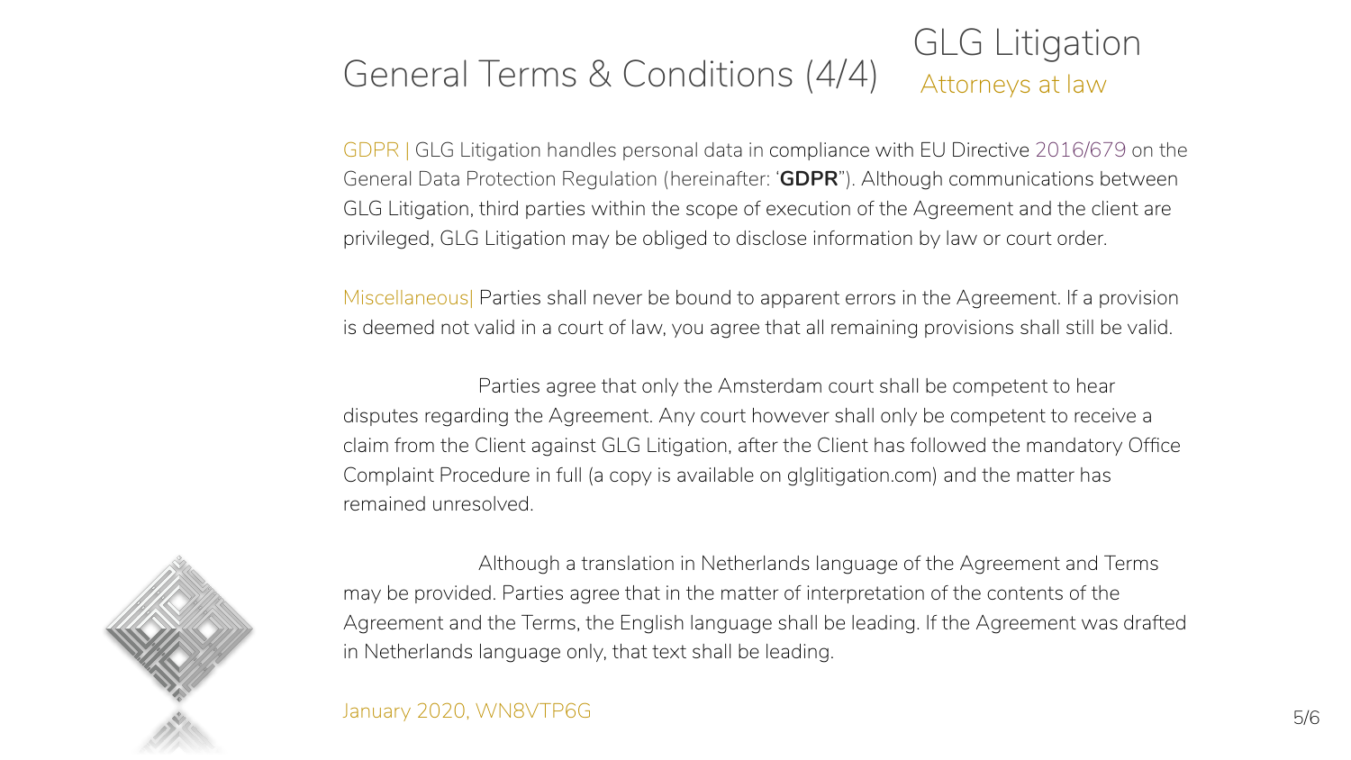# General Terms & Conditions (4/4)

GLG Litigation
Attorneys at law

GDPR | GLG Litigation handles personal data in compliance with EU Directive 2016/679 on the General Data Protection Regulation (hereinafter: '**GDPR**"). Although communications between GLG Litigation, third parties within the scope of execution of the Agreement and the client are privileged, GLG Litigation may be obliged to disclose information by law or court order.

Miscellaneous| Parties shall never be bound to apparent errors in the Agreement. If a provision is deemed not valid in a court of law, you agree that all remaining provisions shall still be valid.

Parties agree that only the Amsterdam court shall be competent to hear disputes regarding the Agreement. Any court however shall only be competent to receive a claim from the Client against GLG Litigation, after the Client has followed the mandatory Office Complaint Procedure in full (a copy is available on glglitigation.com) and the matter has remained unresolved.

Although a translation in Netherlands language of the Agreement and Terms may be provided. Parties agree that in the matter of interpretation of the contents of the Agreement and the Terms, the English language shall be leading. If the Agreement was drafted in Netherlands language only, that text shall be leading.

January 2020, WN8VTP6G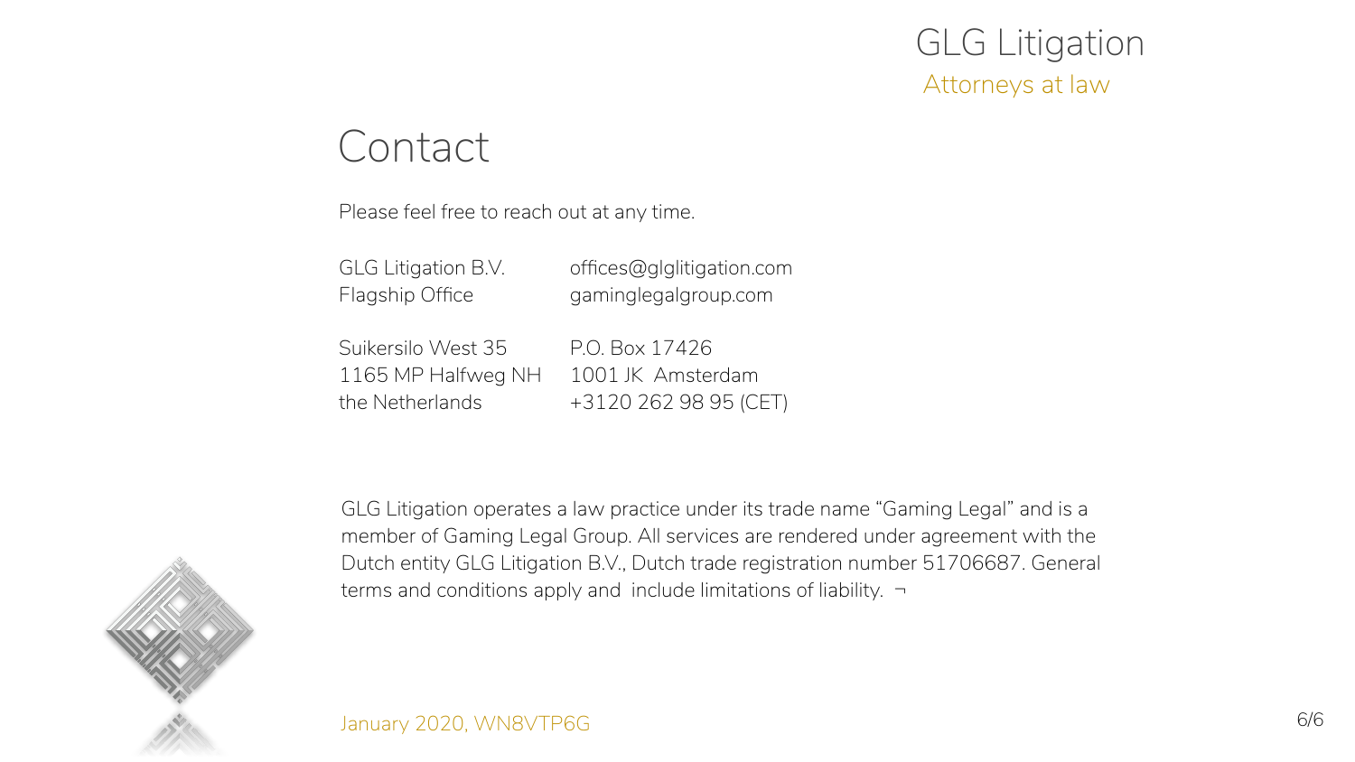# Contact

Please feel free to reach out at any time.

GLG Litigation B.V.
Flagship Office

offices@glglitigation.com
gaminglegalgroup.com

Suikersilo West 35
1165 MP Halfweg NH
the Netherlands

P.O. Box 17426
1001 JK Amsterdam
+3120 262 98 95 (CET)

GLG Litigation operates a law practice under its trade name “Gaming Legal” and is a member of Gaming Legal Group. All services are rendered under agreement with the Dutch entity GLG Litigation B.V., Dutch trade registration number 51706687. General terms and conditions apply and include limitations of liability. ¬

January 2020, WN8VTP6G